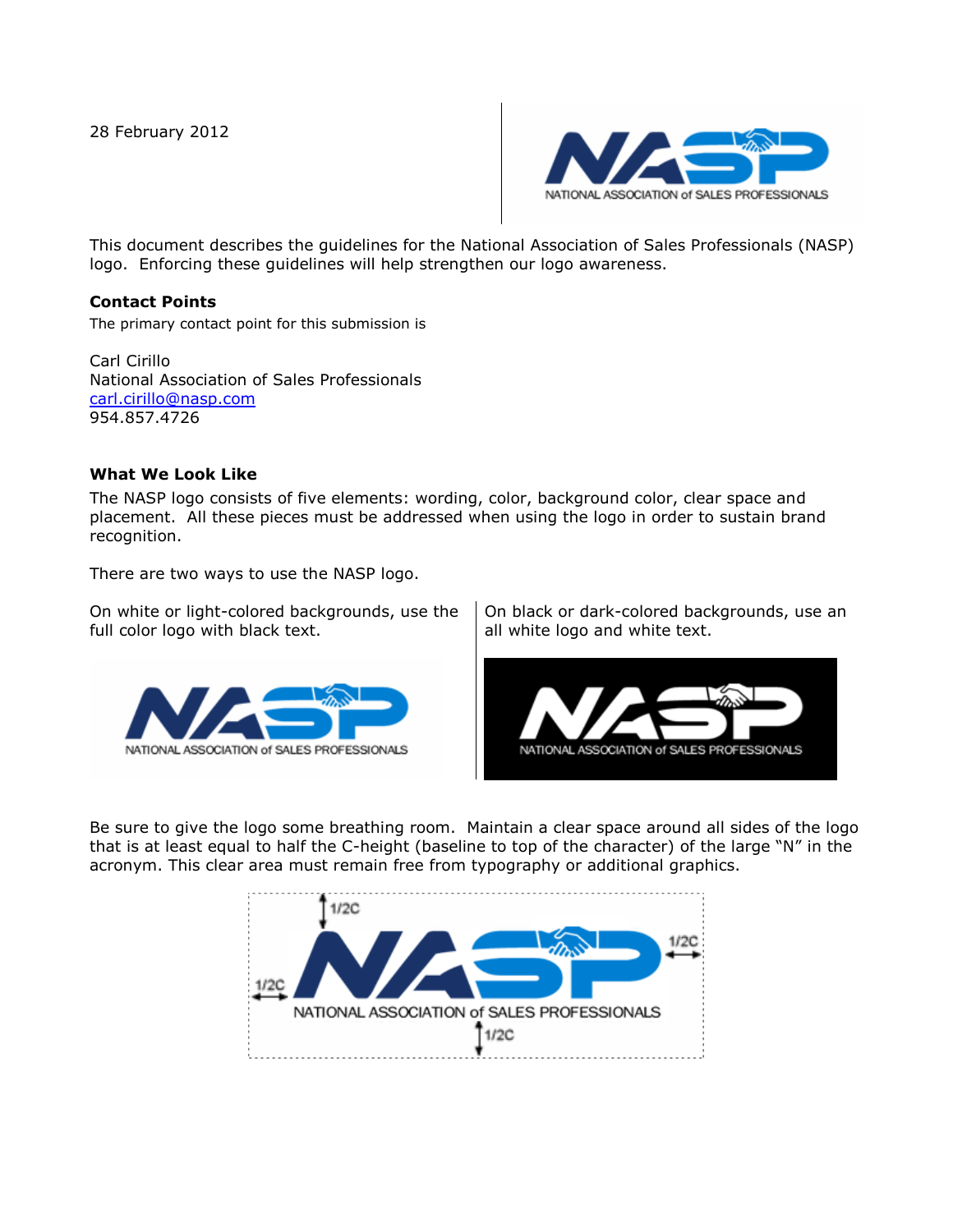28 February 2012

This document describes the guidelines for the National Association of Sales Professionals (NASP) logo. Enforcing these guidelines will help strengthen our logo awareness.

**Contact Points**

The primary contact point for this submission is

Carl Cirillo
National Association of Sales Professionals
carl.cirillo@nasp.com
954.857.4726

**What We Look Like**

The NASP logo consists of five elements: wording, color, background color, clear space and placement. All these pieces must be addressed when using the logo in order to sustain brand recognition.

There are two ways to use the NASP logo.

On white or light-colored backgrounds, use the full color logo with black text.

On black or dark-colored backgrounds, use an all white logo and white text.

Be sure to give the logo some breathing room. Maintain a clear space around all sides of the logo that is at least equal to half the C-height (baseline to top of the character) of the large "N" in the acronym. This clear area must remain free from typography or additional graphics.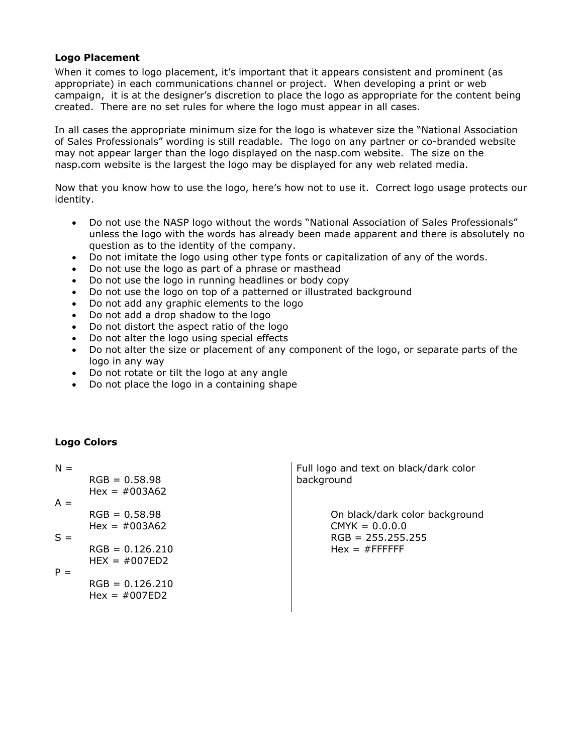**Logo Placement**

When it comes to logo placement, it's important that it appears consistent and prominent (as appropriate) in each communications channel or project. When developing a print or web campaign, it is at the designer's discretion to place the logo as appropriate for the content being created. There are no set rules for where the logo must appear in all cases.

In all cases the appropriate minimum size for the logo is whatever size the "National Association of Sales Professionals" wording is still readable. The logo on any partner or co-branded website may not appear larger than the logo displayed on the nasp.com website. The size on the nasp.com website is the largest the logo may be displayed for any web related media.

Now that you know how to use the logo, here's how not to use it. Correct logo usage protects our identity.

- Do not use the NASP logo without the words "National Association of Sales Professionals" unless the logo with the words has already been made apparent and there is absolutely no question as to the identity of the company.
- Do not imitate the logo using other type fonts or capitalization of any of the words.
- Do not use the logo as part of a phrase or masthead
- Do not use the logo in running headlines or body copy
- Do not use the logo on top of a patterned or illustrated background
- Do not add any graphic elements to the logo
- Do not add a drop shadow to the logo
- Do not distort the aspect ratio of the logo
- Do not alter the logo using special effects
- Do not alter the size or placement of any component of the logo, or separate parts of the logo in any way
- Do not rotate or tilt the logo at any angle
- Do not place the logo in a containing shape

**Logo Colors**

N =
RGB = 0.58.98
Hex = #003A62

A =
RGB = 0.58.98
Hex = #003A62

S =
RGB = 0.126.210
HEX = #007ED2

P =
RGB = 0.126.210
Hex = #007ED2

Full logo and text on black/dark color background

On black/dark color background
CMYK = 0.0.0.0
RGB = 255.255.255
Hex = #FFFFFF